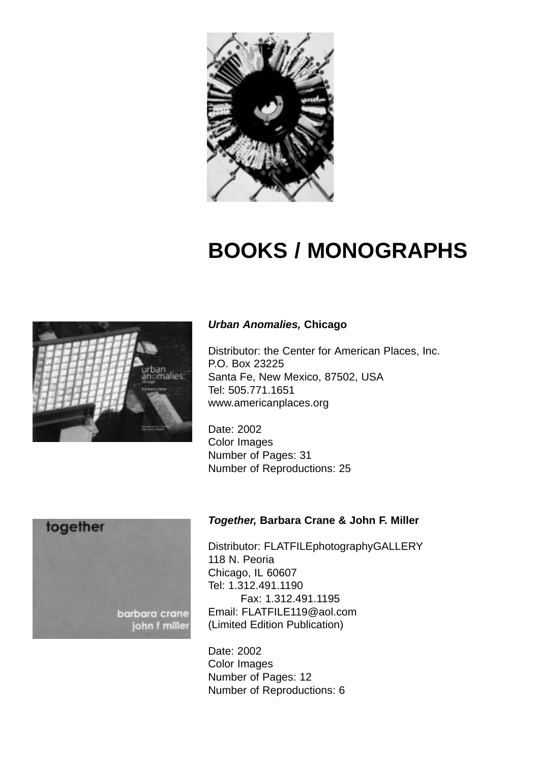# BOOKS / MONOGRAPHS

***Urban Anomalies,* Chicago**

Distributor: the Center for American Places, Inc.
P.O. Box 23225
Santa Fe, New Mexico, 87502, USA
Tel: 505.771.1651
www.americanplaces.org

Date: 2002
Color Images
Number of Pages: 31
Number of Reproductions: 25

***Together,* Barbara Crane & John F. Miller**

Distributor: FLATFILEphotographyGALLERY
118 N. Peoria
Chicago, IL 60607
Tel: 1.312.491.1190
Fax: 1.312.491.1195
Email: FLATFILE119@aol.com
(Limited Edition Publication)

Date: 2002
Color Images
Number of Pages: 12
Number of Reproductions: 6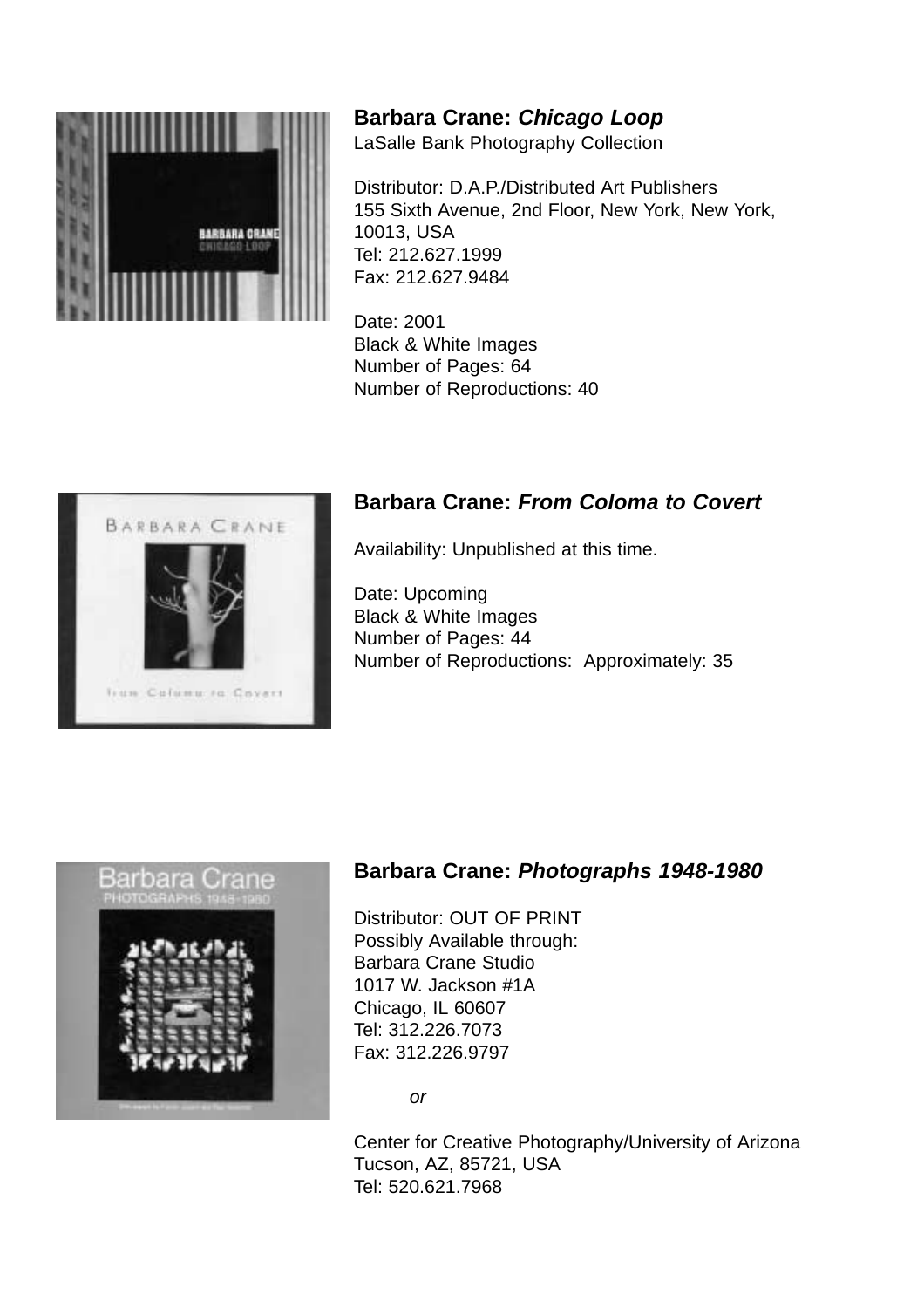## Barbara Crane: *Chicago Loop*

LaSalle Bank Photography Collection

Distributor: D.A.P./Distributed Art Publishers
155 Sixth Avenue, 2nd Floor, New York, New York, 10013, USA
Tel: 212.627.1999
Fax: 212.627.9484

Date: 2001
Black & White Images
Number of Pages: 64
Number of Reproductions: 40

## Barbara Crane: *From Coloma to Covert*

Availability: Unpublished at this time.

Date: Upcoming
Black & White Images
Number of Pages: 44
Number of Reproductions: Approximately: 35

## Barbara Crane: *Photographs 1948-1980*

Distributor: OUT OF PRINT
Possibly Available through:
Barbara Crane Studio
1017 W. Jackson #1A
Chicago, IL 60607
Tel: 312.226.7073
Fax: 312.226.9797

*or*

Center for Creative Photography/University of Arizona
Tucson, AZ, 85721, USA
Tel: 520.621.7968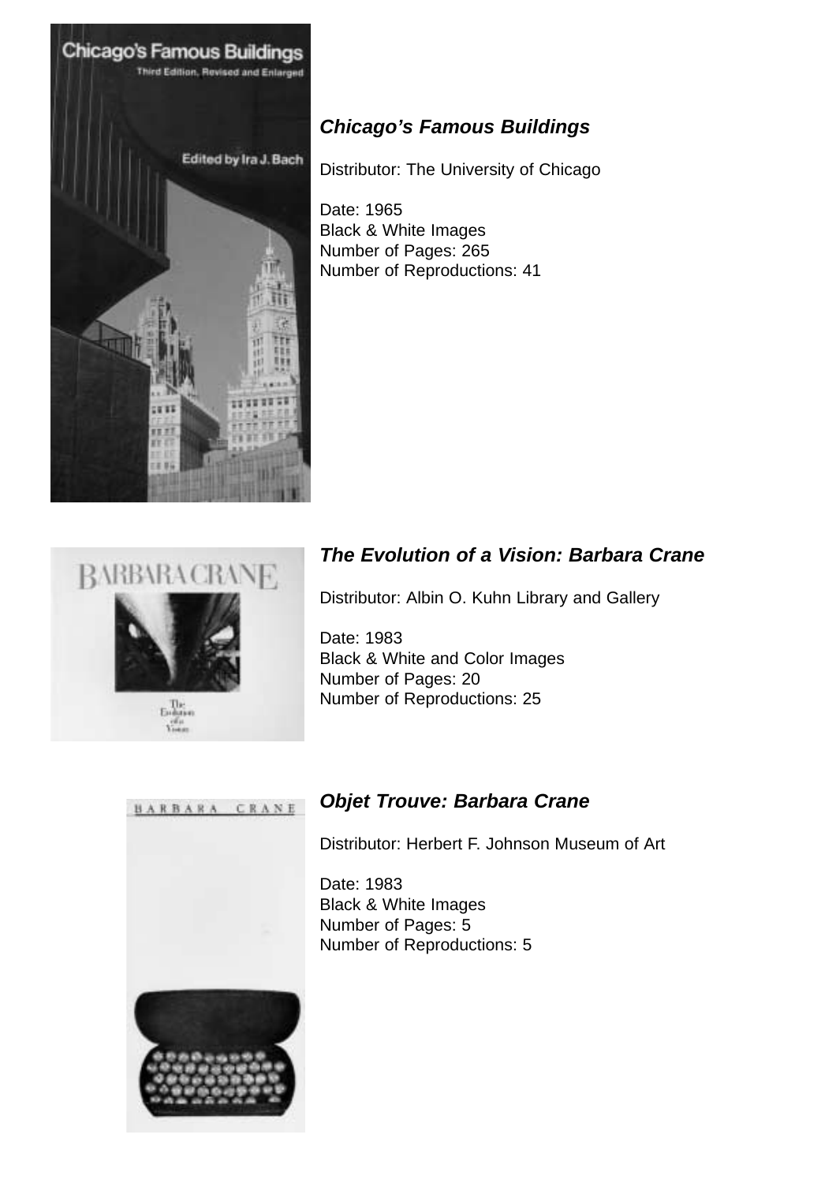### *Chicago's Famous Buildings*

Distributor: The University of Chicago

Date: 1965
Black & White Images
Number of Pages: 265
Number of Reproductions: 41

### *The Evolution of a Vision: Barbara Crane*

Distributor: Albin O. Kuhn Library and Gallery

Date: 1983
Black & White and Color Images
Number of Pages: 20
Number of Reproductions: 25

### *Objet Trouve: Barbara Crane*

Distributor: Herbert F. Johnson Museum of Art

Date: 1983
Black & White Images
Number of Pages: 5
Number of Reproductions: 5